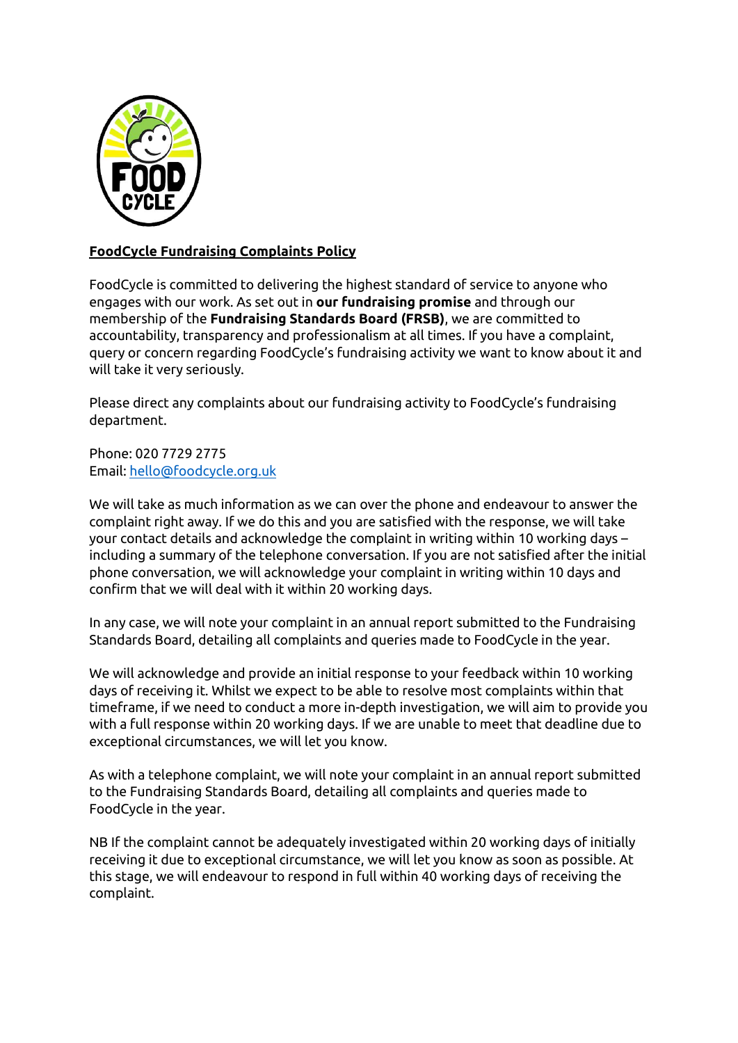**FoodCycle Fundraising Complaints Policy**

FoodCycle is committed to delivering the highest standard of service to anyone who engages with our work. As set out in **our fundraising promise** and through our membership of the **Fundraising Standards Board (FRSB)**, we are committed to accountability, transparency and professionalism at all times. If you have a complaint, query or concern regarding FoodCycle's fundraising activity we want to know about it and will take it very seriously.

Please direct any complaints about our fundraising activity to FoodCycle's fundraising department.

Phone: 020 7729 2775
Email: hello@foodcycle.org.uk

We will take as much information as we can over the phone and endeavour to answer the complaint right away. If we do this and you are satisfied with the response, we will take your contact details and acknowledge the complaint in writing within 10 working days – including a summary of the telephone conversation. If you are not satisfied after the initial phone conversation, we will acknowledge your complaint in writing within 10 days and confirm that we will deal with it within 20 working days.

In any case, we will note your complaint in an annual report submitted to the Fundraising Standards Board, detailing all complaints and queries made to FoodCycle in the year.

We will acknowledge and provide an initial response to your feedback within 10 working days of receiving it. Whilst we expect to be able to resolve most complaints within that timeframe, if we need to conduct a more in-depth investigation, we will aim to provide you with a full response within 20 working days. If we are unable to meet that deadline due to exceptional circumstances, we will let you know.

As with a telephone complaint, we will note your complaint in an annual report submitted to the Fundraising Standards Board, detailing all complaints and queries made to FoodCycle in the year.

NB If the complaint cannot be adequately investigated within 20 working days of initially receiving it due to exceptional circumstance, we will let you know as soon as possible. At this stage, we will endeavour to respond in full within 40 working days of receiving the complaint.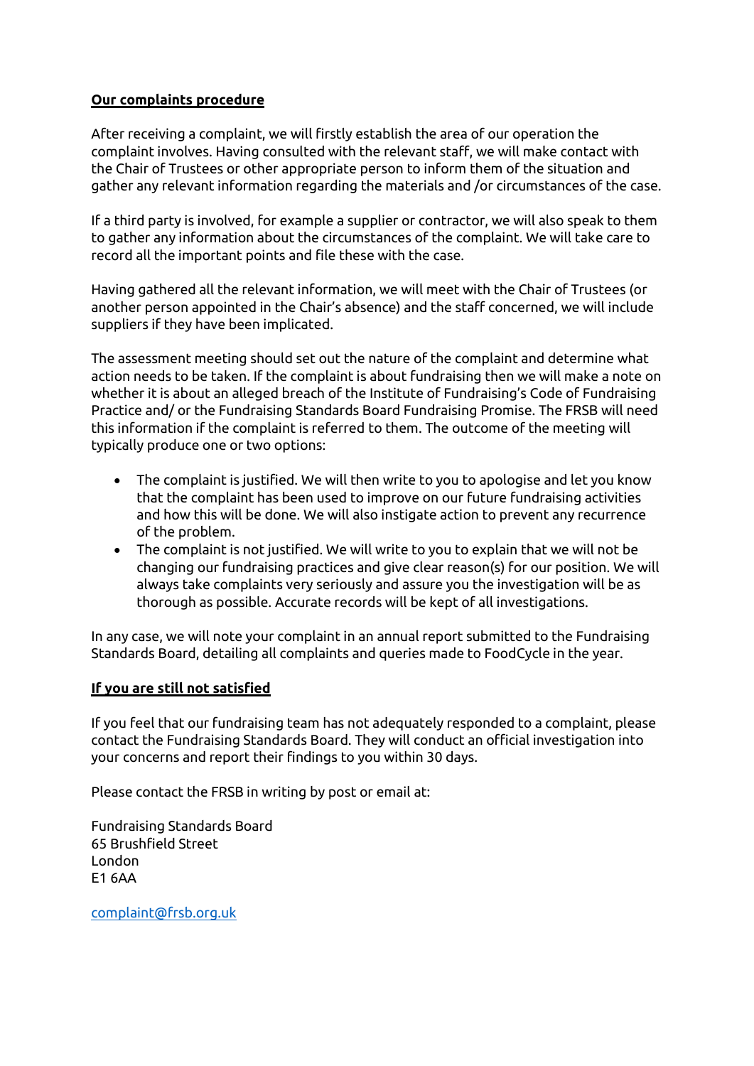**Our complaints procedure**

After receiving a complaint, we will firstly establish the area of our operation the complaint involves. Having consulted with the relevant staff, we will make contact with the Chair of Trustees or other appropriate person to inform them of the situation and gather any relevant information regarding the materials and /or circumstances of the case.

If a third party is involved, for example a supplier or contractor, we will also speak to them to gather any information about the circumstances of the complaint. We will take care to record all the important points and file these with the case.

Having gathered all the relevant information, we will meet with the Chair of Trustees (or another person appointed in the Chair's absence) and the staff concerned, we will include suppliers if they have been implicated.

The assessment meeting should set out the nature of the complaint and determine what action needs to be taken. If the complaint is about fundraising then we will make a note on whether it is about an alleged breach of the Institute of Fundraising's Code of Fundraising Practice and/ or the Fundraising Standards Board Fundraising Promise. The FRSB will need this information if the complaint is referred to them. The outcome of the meeting will typically produce one or two options:

- The complaint is justified. We will then write to you to apologise and let you know that the complaint has been used to improve on our future fundraising activities and how this will be done. We will also instigate action to prevent any recurrence of the problem.
- The complaint is not justified. We will write to you to explain that we will not be changing our fundraising practices and give clear reason(s) for our position. We will always take complaints very seriously and assure you the investigation will be as thorough as possible. Accurate records will be kept of all investigations.

In any case, we will note your complaint in an annual report submitted to the Fundraising Standards Board, detailing all complaints and queries made to FoodCycle in the year.

**If you are still not satisfied**

If you feel that our fundraising team has not adequately responded to a complaint, please contact the Fundraising Standards Board. They will conduct an official investigation into your concerns and report their findings to you within 30 days.

Please contact the FRSB in writing by post or email at:

Fundraising Standards Board
65 Brushfield Street
London
E1 6AA

complaint@frsb.org.uk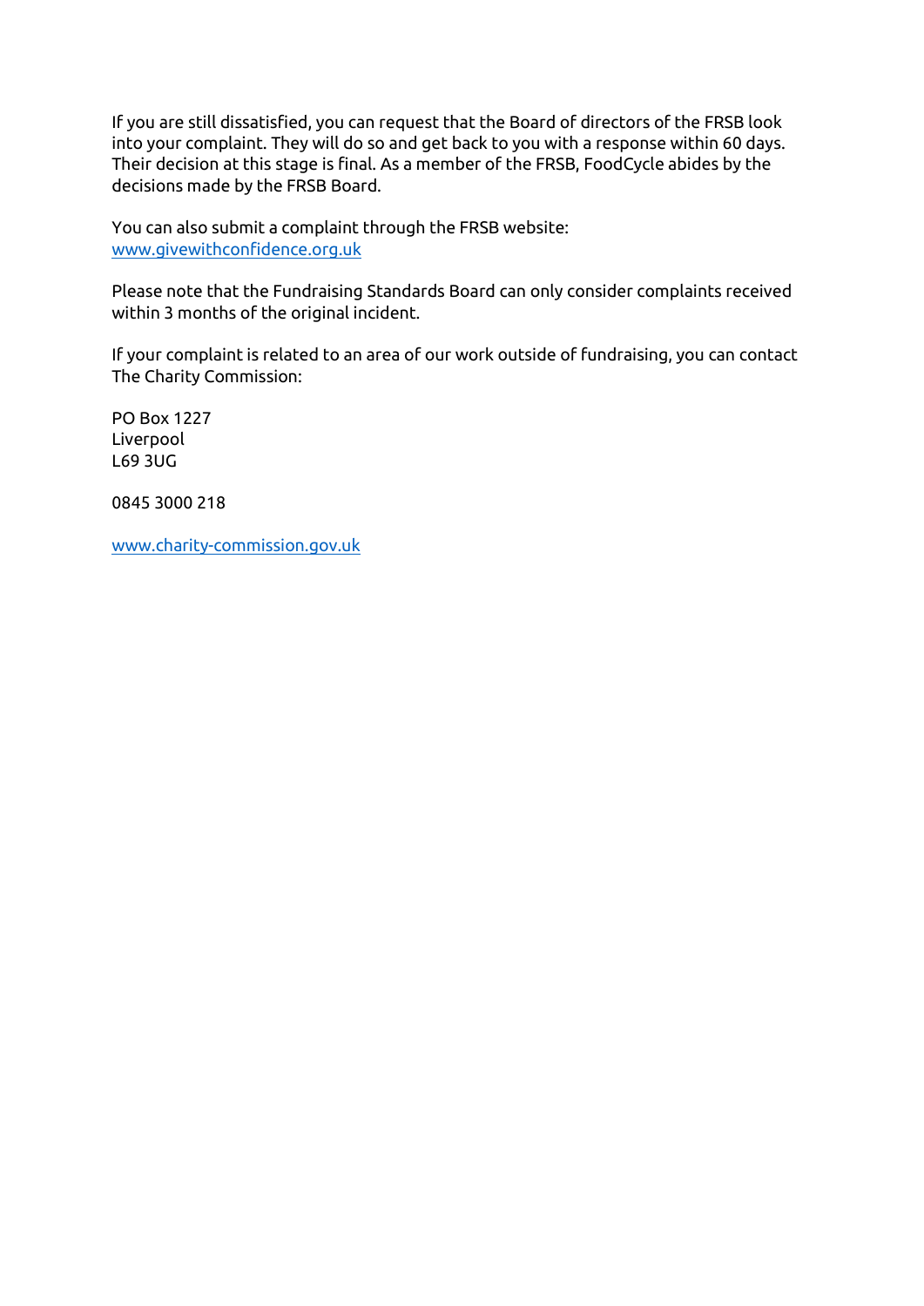If you are still dissatisfied, you can request that the Board of directors of the FRSB look into your complaint. They will do so and get back to you with a response within 60 days. Their decision at this stage is final. As a member of the FRSB, FoodCycle abides by the decisions made by the FRSB Board.

You can also submit a complaint through the FRSB website:
[www.givewithconfidence.org.uk](http://www.givewithconfidence.org.uk)

Please note that the Fundraising Standards Board can only consider complaints received within 3 months of the original incident.

If your complaint is related to an area of our work outside of fundraising, you can contact The Charity Commission:

PO Box 1227
Liverpool
L69 3UG

0845 3000 218

[www.charity-commission.gov.uk](http://www.charity-commission.gov.uk)